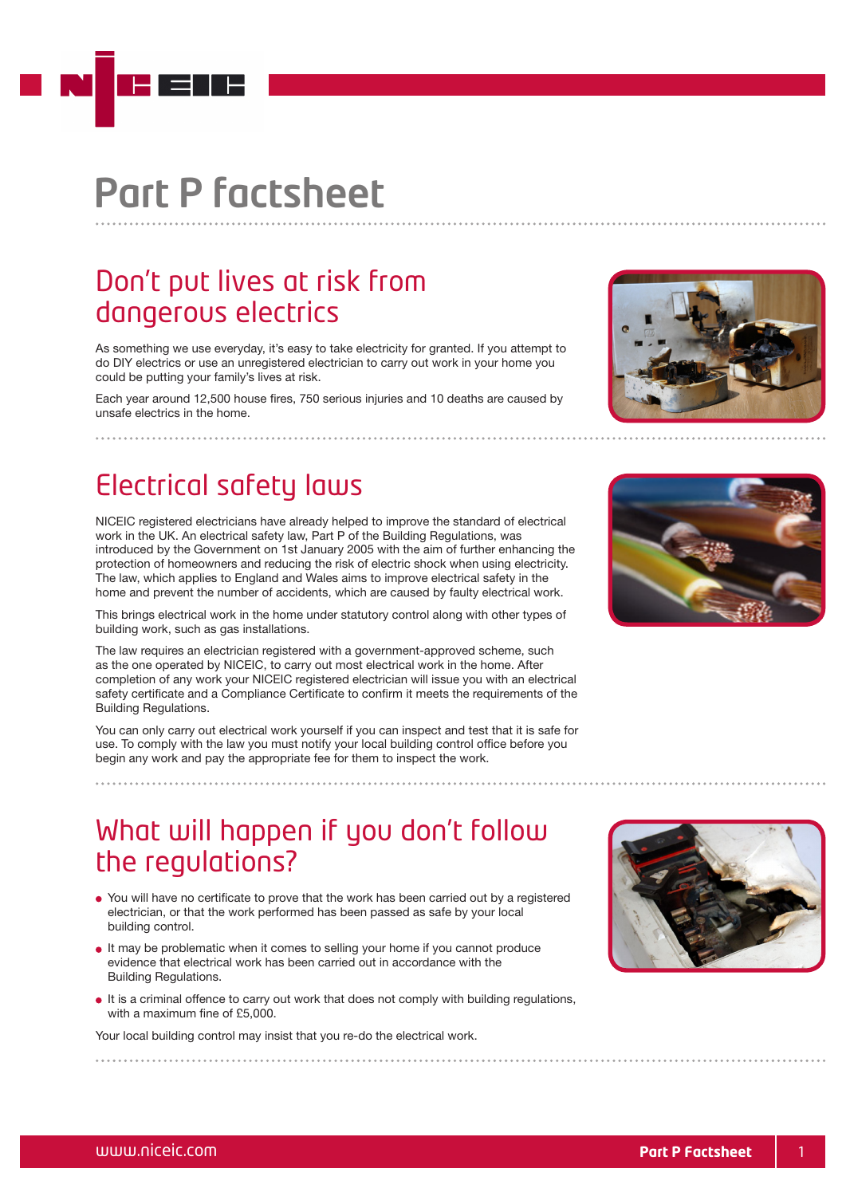# Part P factsheet

## Don't put lives at risk from dangerous electrics

As something we use everyday, it's easy to take electricity for granted. If you attempt to do DIY electrics or use an unregistered electrician to carry out work in your home you could be putting your family's lives at risk.

Each year around 12,500 house fires, 750 serious injuries and 10 deaths are caused by unsafe electrics in the home.

## Electrical safety laws

NICEIC registered electricians have already helped to improve the standard of electrical work in the UK. An electrical safety law, Part P of the Building Regulations, was introduced by the Government on 1st January 2005 with the aim of further enhancing the protection of homeowners and reducing the risk of electric shock when using electricity. The law, which applies to England and Wales aims to improve electrical safety in the home and prevent the number of accidents, which are caused by faulty electrical work.

This brings electrical work in the home under statutory control along with other types of building work, such as gas installations.

The law requires an electrician registered with a government-approved scheme, such as the one operated by NICEIC, to carry out most electrical work in the home. After completion of any work your NICEIC registered electrician will issue you with an electrical safety certificate and a Compliance Certificate to confirm it meets the requirements of the Building Regulations.

You can only carry out electrical work yourself if you can inspect and test that it is safe for use. To comply with the law you must notify your local building control office before you begin any work and pay the appropriate fee for them to inspect the work.

## What will happen if you don't follow the regulations?

- You will have no certificate to prove that the work has been carried out by a registered electrician, or that the work performed has been passed as safe by your local building control.
- It may be problematic when it comes to selling your home if you cannot produce evidence that electrical work has been carried out in accordance with the Building Regulations.
- It is a criminal offence to carry out work that does not comply with building regulations, with a maximum fine of £5,000.

Your local building control may insist that you re-do the electrical work.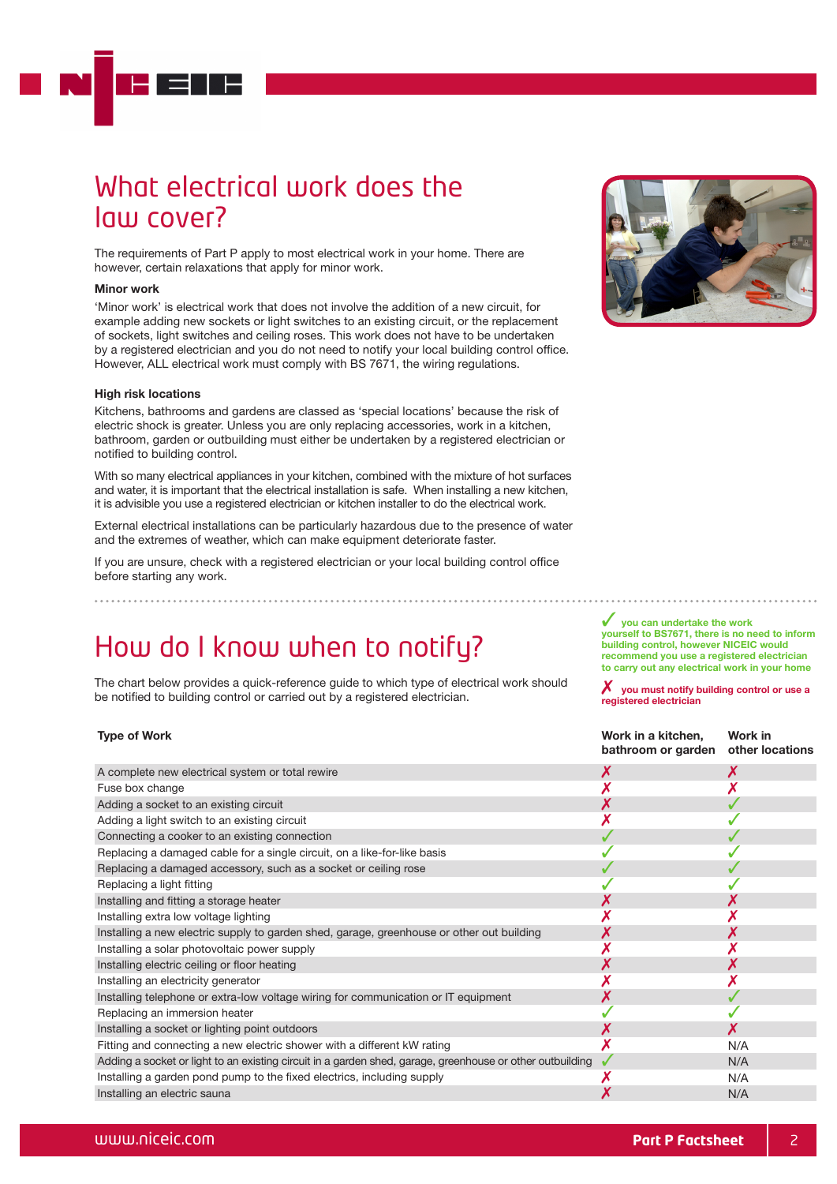# What electrical work does the law cover?

The requirements of Part P apply to most electrical work in your home. There are however, certain relaxations that apply for minor work.

### Minor work

'Minor work' is electrical work that does not involve the addition of a new circuit, for example adding new sockets or light switches to an existing circuit, or the replacement of sockets, light switches and ceiling roses. This work does not have to be undertaken by a registered electrician and you do not need to notify your local building control office. However, ALL electrical work must comply with BS 7671, the wiring regulations.

### High risk locations

Kitchens, bathrooms and gardens are classed as 'special locations' because the risk of electric shock is greater. Unless you are only replacing accessories, work in a kitchen, bathroom, garden or outbuilding must either be undertaken by a registered electrician or notified to building control.

With so many electrical appliances in your kitchen, combined with the mixture of hot surfaces and water, it is important that the electrical installation is safe. When installing a new kitchen, it is advisible you use a registered electrician or kitchen installer to do the electrical work.

External electrical installations can be particularly hazardous due to the presence of water and the extremes of weather, which can make equipment deteriorate faster.

If you are unsure, check with a registered electrician or your local building control office before starting any work.

# How do I know when to notify?

The chart below provides a quick-reference guide to which type of electrical work should be notified to building control or carried out by a registered electrician.

**✓ you can undertake the work yourself to BS7671, there is no need to inform building control, however NICEIC would recommend you use a registered electrician to carry out any electrical work in your home**

**✗ you must notify building control or use a registered electrician**

| Type of Work | Work in a kitchen, bathroom or garden | Work in other locations |
|---|---|---|
| A complete new electrical system or total rewire | ✗ | ✗ |
| Fuse box change | ✗ | ✗ |
| Adding a socket to an existing circuit | ✗ | ✓ |
| Adding a light switch to an existing circuit | ✗ | ✓ |
| Connecting a cooker to an existing connection | ✓ | ✓ |
| Replacing a damaged cable for a single circuit, on a like-for-like basis | ✓ | ✓ |
| Replacing a damaged accessory, such as a socket or ceiling rose | ✓ | ✓ |
| Replacing a light fitting | ✓ | ✓ |
| Installing and fitting a storage heater | ✗ | ✗ |
| Installing extra low voltage lighting | ✗ | ✗ |
| Installing a new electric supply to garden shed, garage, greenhouse or other out building | ✗ | ✗ |
| Installing a solar photovoltaic power supply | ✗ | ✗ |
| Installing electric ceiling or floor heating | ✗ | ✗ |
| Installing an electricity generator | ✗ | ✗ |
| Installing telephone or extra-low voltage wiring for communication or IT equipment | ✗ | ✓ |
| Replacing an immersion heater | ✓ | ✓ |
| Installing a socket or lighting point outdoors | ✗ | ✗ |
| Fitting and connecting a new electric shower with a different kW rating | ✗ | N/A |
| Adding a socket or light to an existing circuit in a garden shed, garage, greenhouse or other outbuilding | ✓ | N/A |
| Installing a garden pond pump to the fixed electrics, including supply | ✗ | N/A |
| Installing an electric sauna | ✗ | N/A |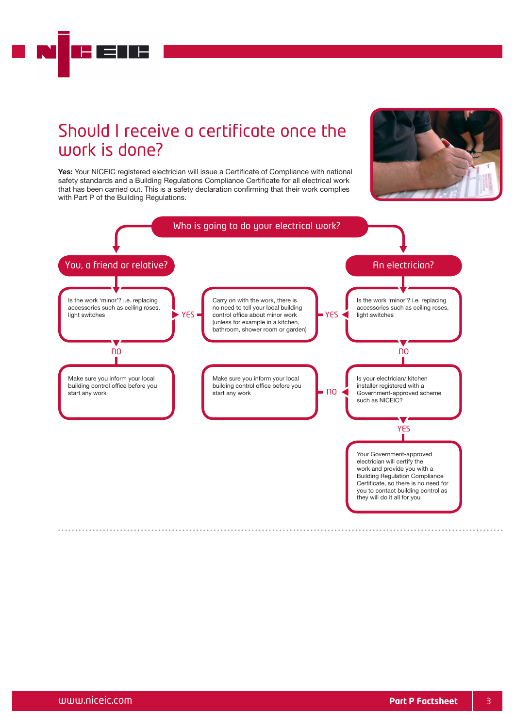# Should I receive a certificate once the work is done?

**Yes:** Your NICEIC registered electrician will issue a Certificate of Compliance with national safety standards and a Building Regulations Compliance Certificate for all electrical work that has been carried out. This is a safety declaration confirming that their work complies with Part P of the Building Regulations.

## Who is going to do your electrical work?

### You, a friend or relative?

Is the work 'minor'? i.e. replacing accessories such as ceiling roses, light switches

- **YES** → Carry on with the work, there is no need to tell your local building control office about minor work (unless for example in a kitchen, bathroom, shower room or garden)
- **NO** → Make sure you inform your local building control office before you start any work

### An electrician?

Is the work 'minor'? i.e. replacing accessories such as ceiling roses, light switches

- **YES** → Carry on with the work, there is no need to tell your local building control office about minor work (unless for example in a kitchen, bathroom, shower room or garden)
- **NO** → Is your electrician/ kitchen installer registered with a Government-approved scheme such as NICEIC?
  - **YES** → Your Government-approved electrician will certify the work and provide you with a Building Regulation Compliance Certificate, so there is no need for you to contact building control as they will do it all for you
  - **NO** → Make sure you inform your local building control office before you start any work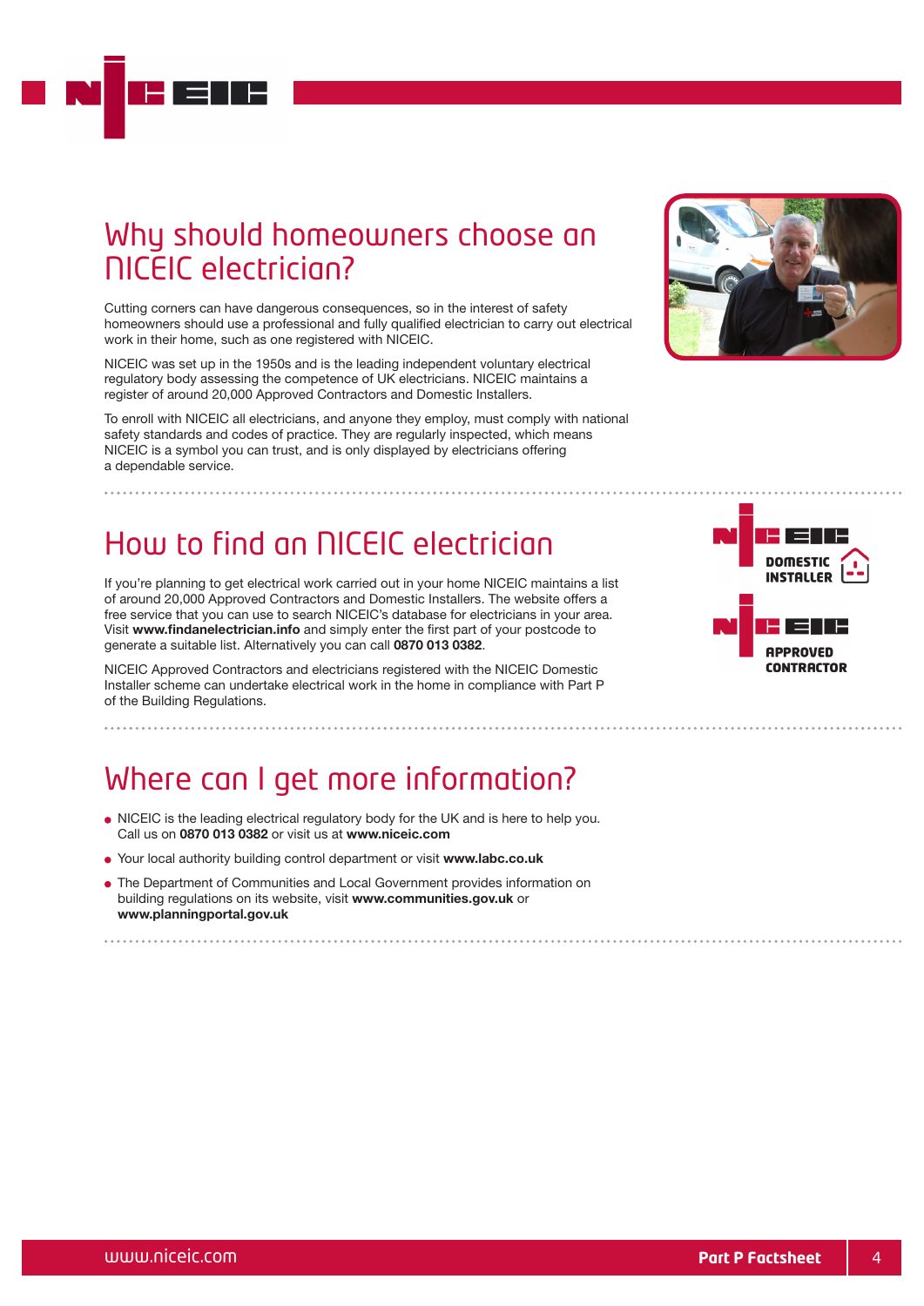## Why should homeowners choose an NICEIC electrician?

Cutting corners can have dangerous consequences, so in the interest of safety homeowners should use a professional and fully qualified electrician to carry out electrical work in their home, such as one registered with NICEIC.

NICEIC was set up in the 1950s and is the leading independent voluntary electrical regulatory body assessing the competence of UK electricians. NICEIC maintains a register of around 20,000 Approved Contractors and Domestic Installers.

To enroll with NICEIC all electricians, and anyone they employ, must comply with national safety standards and codes of practice. They are regularly inspected, which means NICEIC is a symbol you can trust, and is only displayed by electricians offering a dependable service.

## How to find an NICEIC electrician

NICEIC DOMESTIC INSTALLER

NICEIC APPROVED CONTRACTOR

If you're planning to get electrical work carried out in your home NICEIC maintains a list of around 20,000 Approved Contractors and Domestic Installers. The website offers a free service that you can use to search NICEIC's database for electricians in your area. Visit **www.findanelectrician.info** and simply enter the first part of your postcode to generate a suitable list. Alternatively you can call **0870 013 0382**.

NICEIC Approved Contractors and electricians registered with the NICEIC Domestic Installer scheme can undertake electrical work in the home in compliance with Part P of the Building Regulations.

## Where can I get more information?

- NICEIC is the leading electrical regulatory body for the UK and is here to help you. Call us on **0870 013 0382** or visit us at **www.niceic.com**
- Your local authority building control department or visit **www.labc.co.uk**
- The Department of Communities and Local Government provides information on building regulations on its website, visit **www.communities.gov.uk** or **www.planningportal.gov.uk**